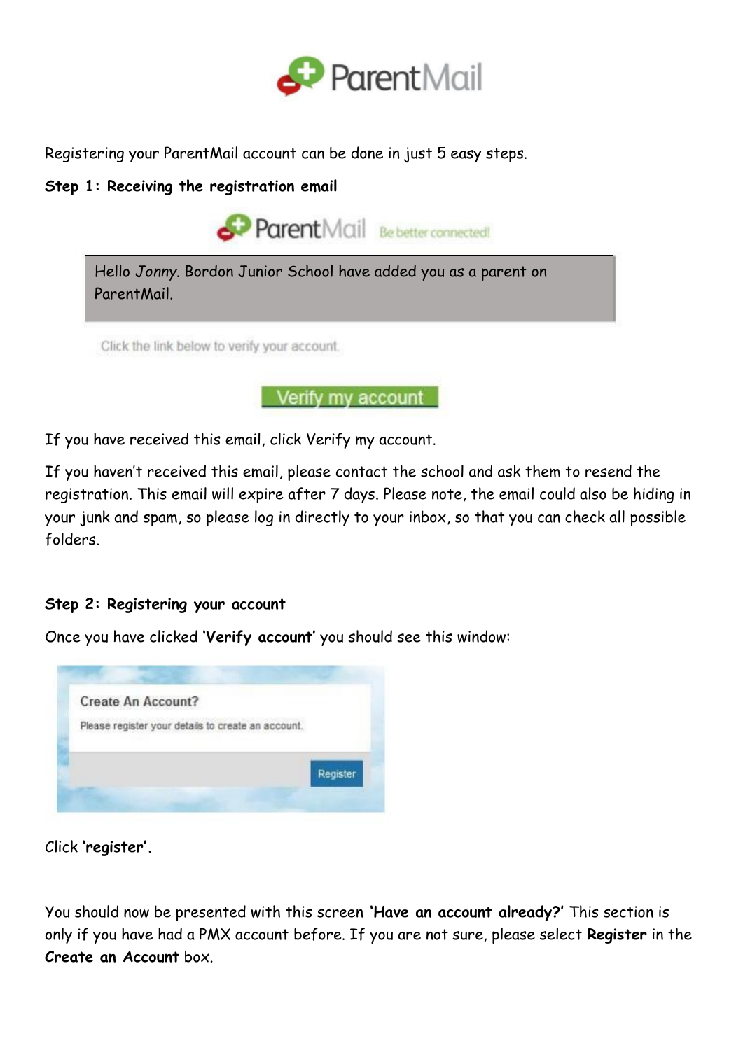# ParentMail

Registering your ParentMail account can be done in just 5 easy steps.

**Step 1: Receiving the registration email**

ParentMail Be better connected!

Hello *Jonny*. Bordon Junior School have added you as a parent on ParentMail.

Click the link below to verify your account.

Verify my account

If you have received this email, click Verify my account.

If you haven't received this email, please contact the school and ask them to resend the registration. This email will expire after 7 days. Please note, the email could also be hiding in your junk and spam, so please log in directly to your inbox, so that you can check all possible folders.

**Step 2: Registering your account**

Once you have clicked **'Verify account'** you should see this window:

Create An Account?

Please register your details to create an account.

Register

Click **'register'.**

You should now be presented with this screen **'Have an account already?'** This section is only if you have had a PMX account before. If you are not sure, please select **Register** in the ***Create an Account*** box.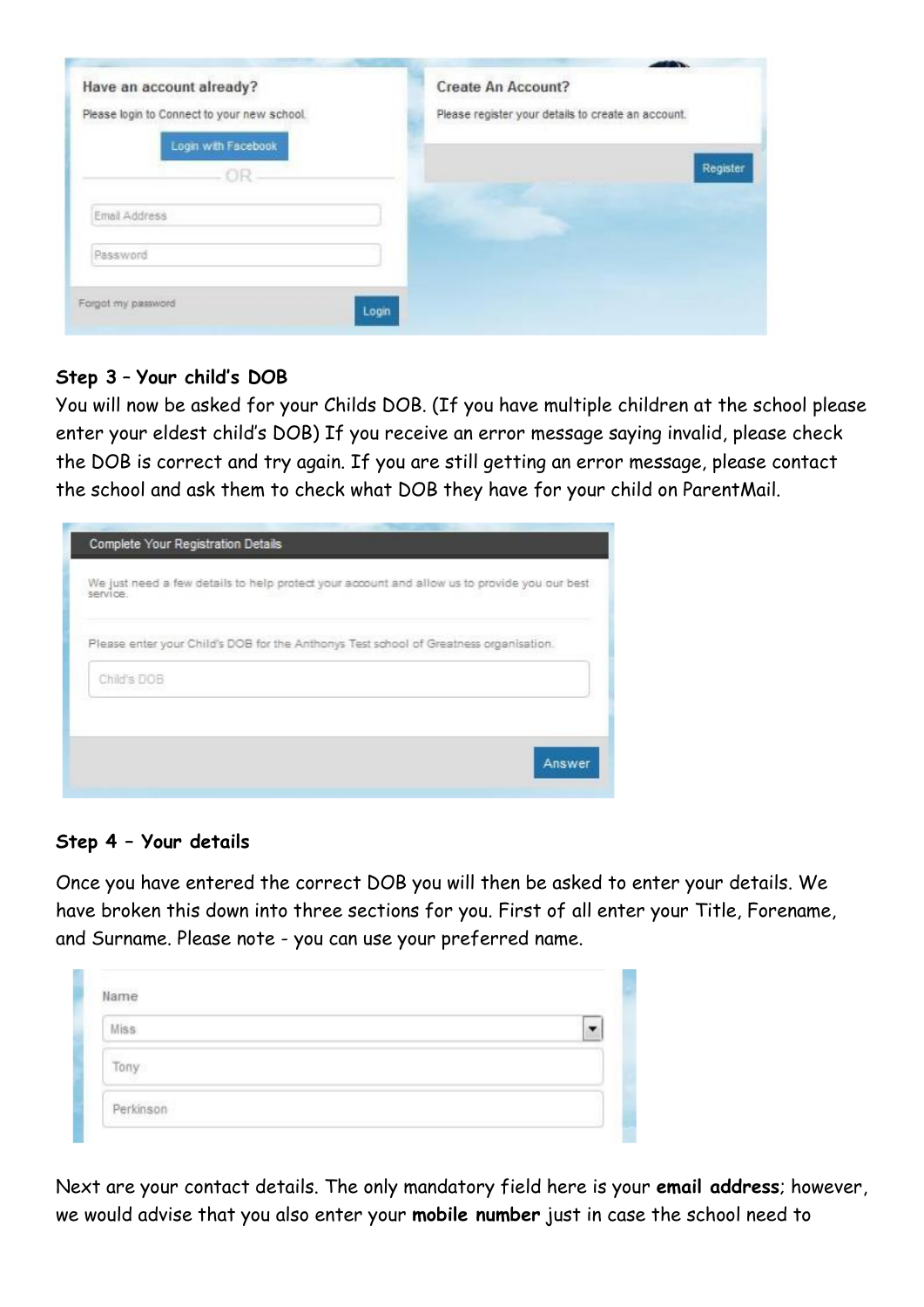**Step 3 – Your child's DOB**

You will now be asked for your Childs DOB. (If you have multiple children at the school please enter your eldest child's DOB) If you receive an error message saying invalid, please check the DOB is correct and try again. If you are still getting an error message, please contact the school and ask them to check what DOB they have for your child on ParentMail.

**Step 4 – Your details**

Once you have entered the correct DOB you will then be asked to enter your details. We have broken this down into three sections for you. First of all enter your Title, Forename, and Surname. Please note - you can use your preferred name.

Next are your contact details. The only mandatory field here is your **email address**; however, we would advise that you also enter your **mobile number** just in case the school need to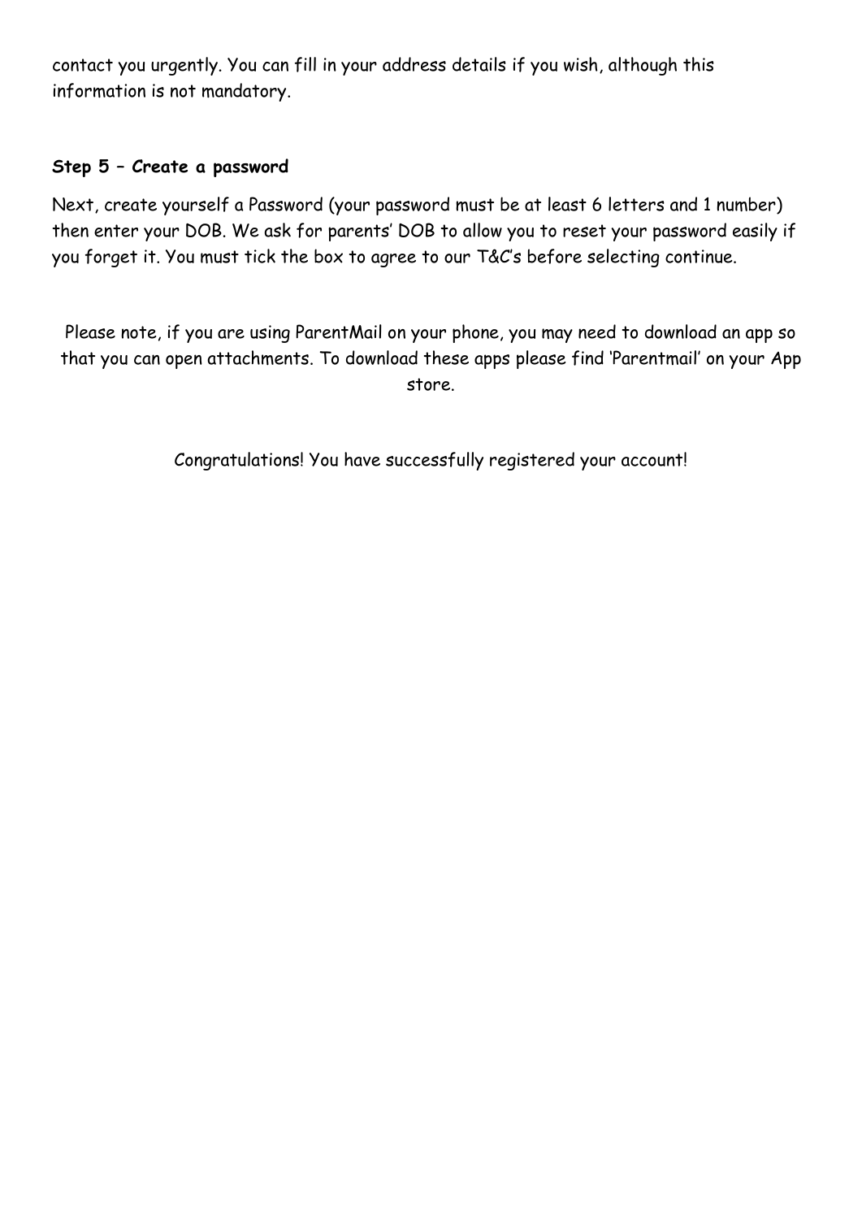contact you urgently. You can fill in your address details if you wish, although this information is not mandatory.

**Step 5 – Create a password**

Next, create yourself a Password (your password must be at least 6 letters and 1 number) then enter your DOB. We ask for parents' DOB to allow you to reset your password easily if you forget it. You must tick the box to agree to our T&C's before selecting continue.

Please note, if you are using ParentMail on your phone, you may need to download an app so that you can open attachments. To download these apps please find 'Parentmail' on your App store.

Congratulations! You have successfully registered your account!